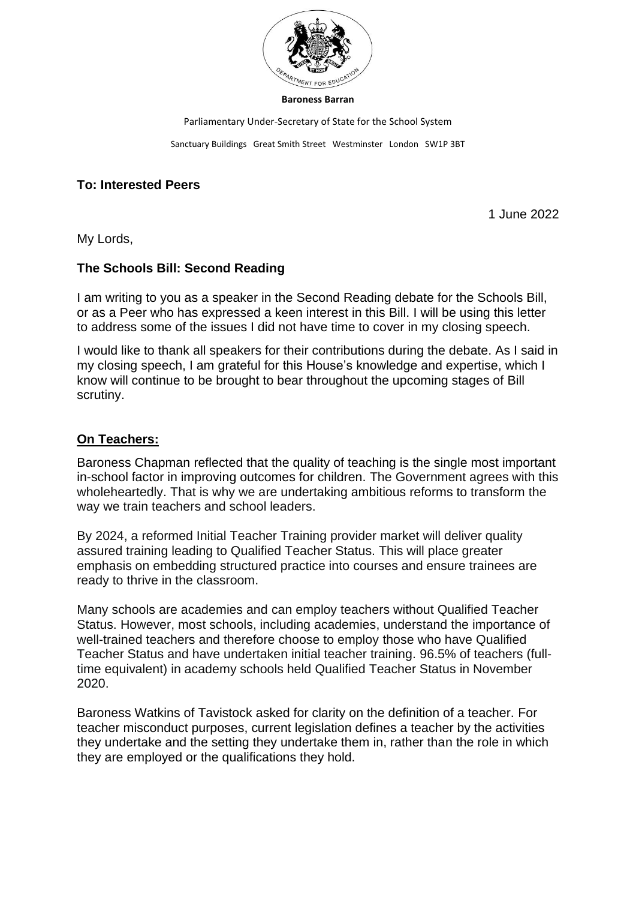**Baroness Barran**

Parliamentary Under-Secretary of State for the School System

Sanctuary Buildings Great Smith Street Westminster London SW1P 3BT

**To: Interested Peers**

1 June 2022

My Lords,

**The Schools Bill: Second Reading**

I am writing to you as a speaker in the Second Reading debate for the Schools Bill, or as a Peer who has expressed a keen interest in this Bill. I will be using this letter to address some of the issues I did not have time to cover in my closing speech.

I would like to thank all speakers for their contributions during the debate. As I said in my closing speech, I am grateful for this House's knowledge and expertise, which I know will continue to be brought to bear throughout the upcoming stages of Bill scrutiny.

## On Teachers:

Baroness Chapman reflected that the quality of teaching is the single most important in-school factor in improving outcomes for children. The Government agrees with this wholeheartedly. That is why we are undertaking ambitious reforms to transform the way we train teachers and school leaders.

By 2024, a reformed Initial Teacher Training provider market will deliver quality assured training leading to Qualified Teacher Status. This will place greater emphasis on embedding structured practice into courses and ensure trainees are ready to thrive in the classroom.

Many schools are academies and can employ teachers without Qualified Teacher Status. However, most schools, including academies, understand the importance of well-trained teachers and therefore choose to employ those who have Qualified Teacher Status and have undertaken initial teacher training. 96.5% of teachers (full-time equivalent) in academy schools held Qualified Teacher Status in November 2020.

Baroness Watkins of Tavistock asked for clarity on the definition of a teacher. For teacher misconduct purposes, current legislation defines a teacher by the activities they undertake and the setting they undertake them in, rather than the role in which they are employed or the qualifications they hold.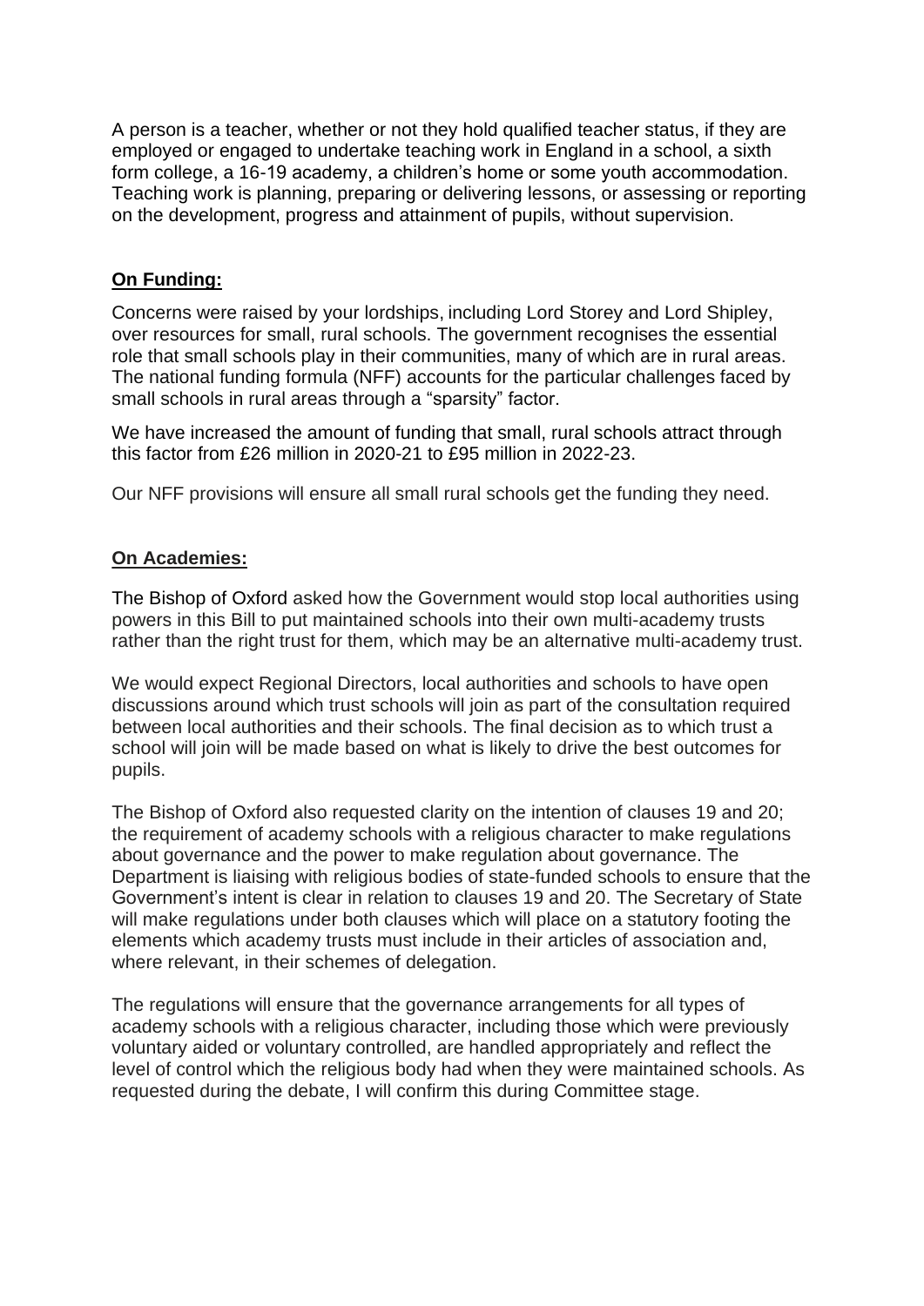A person is a teacher, whether or not they hold qualified teacher status, if they are employed or engaged to undertake teaching work in England in a school, a sixth form college, a 16-19 academy, a children's home or some youth accommodation. Teaching work is planning, preparing or delivering lessons, or assessing or reporting on the development, progress and attainment of pupils, without supervision.

**On Funding:**

Concerns were raised by your lordships, including Lord Storey and Lord Shipley, over resources for small, rural schools. The government recognises the essential role that small schools play in their communities, many of which are in rural areas. The national funding formula (NFF) accounts for the particular challenges faced by small schools in rural areas through a "sparsity" factor.

We have increased the amount of funding that small, rural schools attract through this factor from £26 million in 2020-21 to £95 million in 2022-23.

Our NFF provisions will ensure all small rural schools get the funding they need.

**On Academies:**

The Bishop of Oxford asked how the Government would stop local authorities using powers in this Bill to put maintained schools into their own multi-academy trusts rather than the right trust for them, which may be an alternative multi-academy trust.

We would expect Regional Directors, local authorities and schools to have open discussions around which trust schools will join as part of the consultation required between local authorities and their schools. The final decision as to which trust a school will join will be made based on what is likely to drive the best outcomes for pupils.

The Bishop of Oxford also requested clarity on the intention of clauses 19 and 20; the requirement of academy schools with a religious character to make regulations about governance and the power to make regulation about governance. The Department is liaising with religious bodies of state-funded schools to ensure that the Government's intent is clear in relation to clauses 19 and 20. The Secretary of State will make regulations under both clauses which will place on a statutory footing the elements which academy trusts must include in their articles of association and, where relevant, in their schemes of delegation.

The regulations will ensure that the governance arrangements for all types of academy schools with a religious character, including those which were previously voluntary aided or voluntary controlled, are handled appropriately and reflect the level of control which the religious body had when they were maintained schools. As requested during the debate, I will confirm this during Committee stage.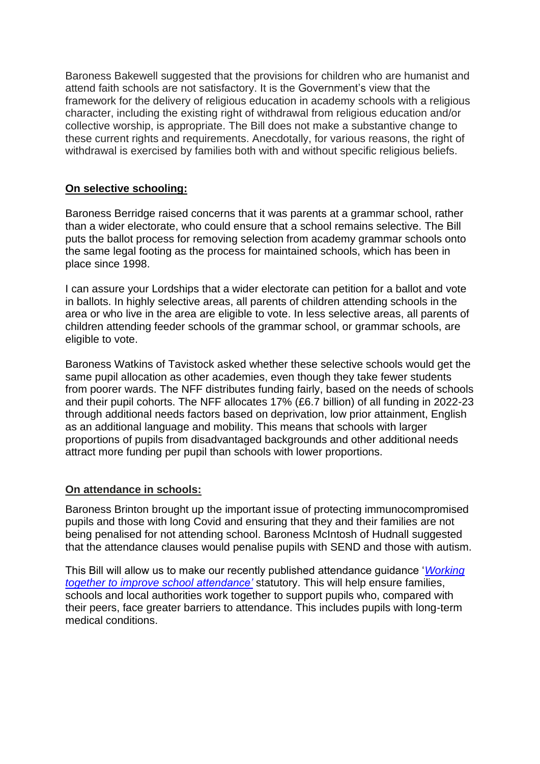Baroness Bakewell suggested that the provisions for children who are humanist and attend faith schools are not satisfactory. It is the Government's view that the framework for the delivery of religious education in academy schools with a religious character, including the existing right of withdrawal from religious education and/or collective worship, is appropriate. The Bill does not make a substantive change to these current rights and requirements. Anecdotally, for various reasons, the right of withdrawal is exercised by families both with and without specific religious beliefs.

**On selective schooling:**

Baroness Berridge raised concerns that it was parents at a grammar school, rather than a wider electorate, who could ensure that a school remains selective. The Bill puts the ballot process for removing selection from academy grammar schools onto the same legal footing as the process for maintained schools, which has been in place since 1998.

I can assure your Lordships that a wider electorate can petition for a ballot and vote in ballots. In highly selective areas, all parents of children attending schools in the area or who live in the area are eligible to vote. In less selective areas, all parents of children attending feeder schools of the grammar school, or grammar schools, are eligible to vote.

Baroness Watkins of Tavistock asked whether these selective schools would get the same pupil allocation as other academies, even though they take fewer students from poorer wards. The NFF distributes funding fairly, based on the needs of schools and their pupil cohorts. The NFF allocates 17% (£6.7 billion) of all funding in 2022-23 through additional needs factors based on deprivation, low prior attainment, English as an additional language and mobility. This means that schools with larger proportions of pupils from disadvantaged backgrounds and other additional needs attract more funding per pupil than schools with lower proportions.

**On attendance in schools:**

Baroness Brinton brought up the important issue of protecting immunocompromised pupils and those with long Covid and ensuring that they and their families are not being penalised for not attending school. Baroness McIntosh of Hudnall suggested that the attendance clauses would penalise pupils with SEND and those with autism.

This Bill will allow us to make our recently published attendance guidance '*Working together to improve school attendance'* statutory. This will help ensure families, schools and local authorities work together to support pupils who, compared with their peers, face greater barriers to attendance. This includes pupils with long-term medical conditions.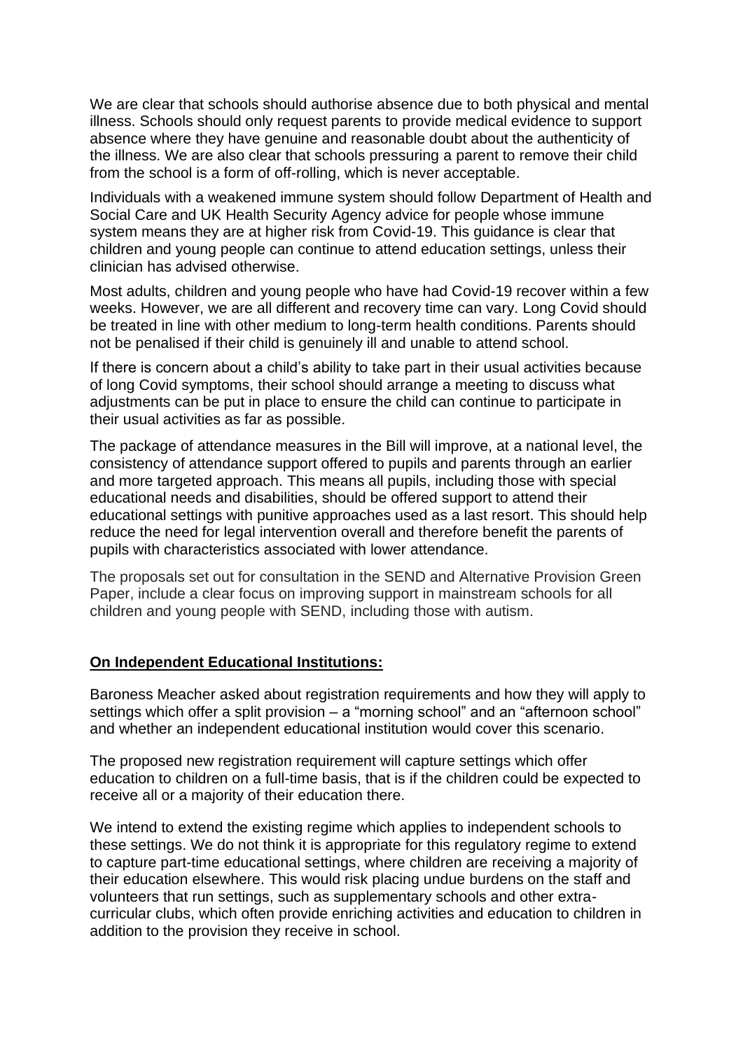We are clear that schools should authorise absence due to both physical and mental illness. Schools should only request parents to provide medical evidence to support absence where they have genuine and reasonable doubt about the authenticity of the illness. We are also clear that schools pressuring a parent to remove their child from the school is a form of off-rolling, which is never acceptable.

Individuals with a weakened immune system should follow Department of Health and Social Care and UK Health Security Agency advice for people whose immune system means they are at higher risk from Covid-19. This guidance is clear that children and young people can continue to attend education settings, unless their clinician has advised otherwise.

Most adults, children and young people who have had Covid-19 recover within a few weeks. However, we are all different and recovery time can vary. Long Covid should be treated in line with other medium to long-term health conditions. Parents should not be penalised if their child is genuinely ill and unable to attend school.

If there is concern about a child's ability to take part in their usual activities because of long Covid symptoms, their school should arrange a meeting to discuss what adjustments can be put in place to ensure the child can continue to participate in their usual activities as far as possible.

The package of attendance measures in the Bill will improve, at a national level, the consistency of attendance support offered to pupils and parents through an earlier and more targeted approach. This means all pupils, including those with special educational needs and disabilities, should be offered support to attend their educational settings with punitive approaches used as a last resort. This should help reduce the need for legal intervention overall and therefore benefit the parents of pupils with characteristics associated with lower attendance.

The proposals set out for consultation in the SEND and Alternative Provision Green Paper, include a clear focus on improving support in mainstream schools for all children and young people with SEND, including those with autism.

**On Independent Educational Institutions:**

Baroness Meacher asked about registration requirements and how they will apply to settings which offer a split provision – a "morning school" and an "afternoon school" and whether an independent educational institution would cover this scenario.

The proposed new registration requirement will capture settings which offer education to children on a full-time basis, that is if the children could be expected to receive all or a majority of their education there.

We intend to extend the existing regime which applies to independent schools to these settings. We do not think it is appropriate for this regulatory regime to extend to capture part-time educational settings, where children are receiving a majority of their education elsewhere. This would risk placing undue burdens on the staff and volunteers that run settings, such as supplementary schools and other extra-curricular clubs, which often provide enriching activities and education to children in addition to the provision they receive in school.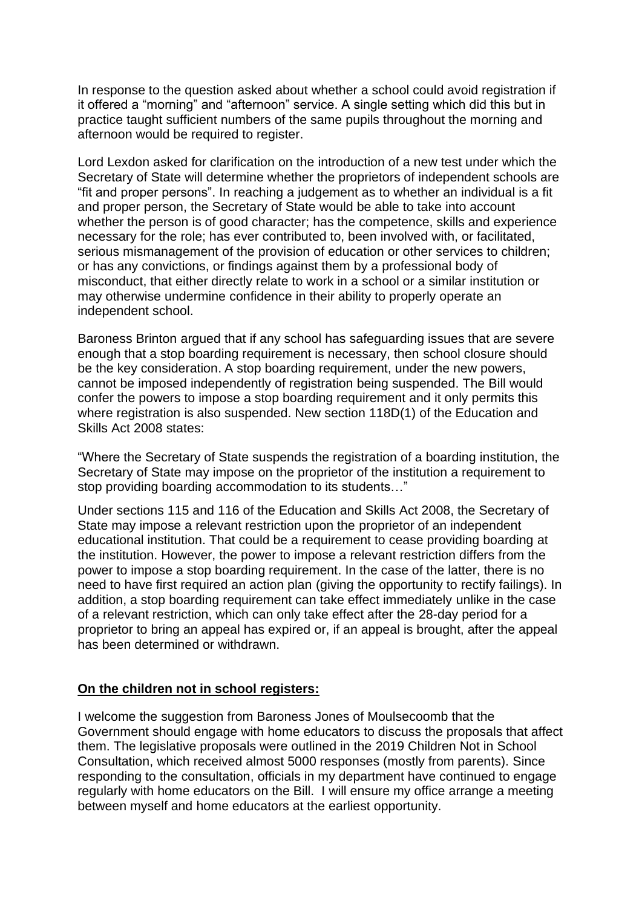In response to the question asked about whether a school could avoid registration if it offered a "morning" and "afternoon" service. A single setting which did this but in practice taught sufficient numbers of the same pupils throughout the morning and afternoon would be required to register.

Lord Lexdon asked for clarification on the introduction of a new test under which the Secretary of State will determine whether the proprietors of independent schools are "fit and proper persons". In reaching a judgement as to whether an individual is a fit and proper person, the Secretary of State would be able to take into account whether the person is of good character; has the competence, skills and experience necessary for the role; has ever contributed to, been involved with, or facilitated, serious mismanagement of the provision of education or other services to children; or has any convictions, or findings against them by a professional body of misconduct, that either directly relate to work in a school or a similar institution or may otherwise undermine confidence in their ability to properly operate an independent school.

Baroness Brinton argued that if any school has safeguarding issues that are severe enough that a stop boarding requirement is necessary, then school closure should be the key consideration. A stop boarding requirement, under the new powers, cannot be imposed independently of registration being suspended. The Bill would confer the powers to impose a stop boarding requirement and it only permits this where registration is also suspended. New section 118D(1) of the Education and Skills Act 2008 states:

"Where the Secretary of State suspends the registration of a boarding institution, the Secretary of State may impose on the proprietor of the institution a requirement to stop providing boarding accommodation to its students…"

Under sections 115 and 116 of the Education and Skills Act 2008, the Secretary of State may impose a relevant restriction upon the proprietor of an independent educational institution. That could be a requirement to cease providing boarding at the institution. However, the power to impose a relevant restriction differs from the power to impose a stop boarding requirement. In the case of the latter, there is no need to have first required an action plan (giving the opportunity to rectify failings). In addition, a stop boarding requirement can take effect immediately unlike in the case of a relevant restriction, which can only take effect after the 28-day period for a proprietor to bring an appeal has expired or, if an appeal is brought, after the appeal has been determined or withdrawn.

**On the children not in school registers:**

I welcome the suggestion from Baroness Jones of Moulsecoomb that the Government should engage with home educators to discuss the proposals that affect them. The legislative proposals were outlined in the 2019 Children Not in School Consultation, which received almost 5000 responses (mostly from parents). Since responding to the consultation, officials in my department have continued to engage regularly with home educators on the Bill. I will ensure my office arrange a meeting between myself and home educators at the earliest opportunity.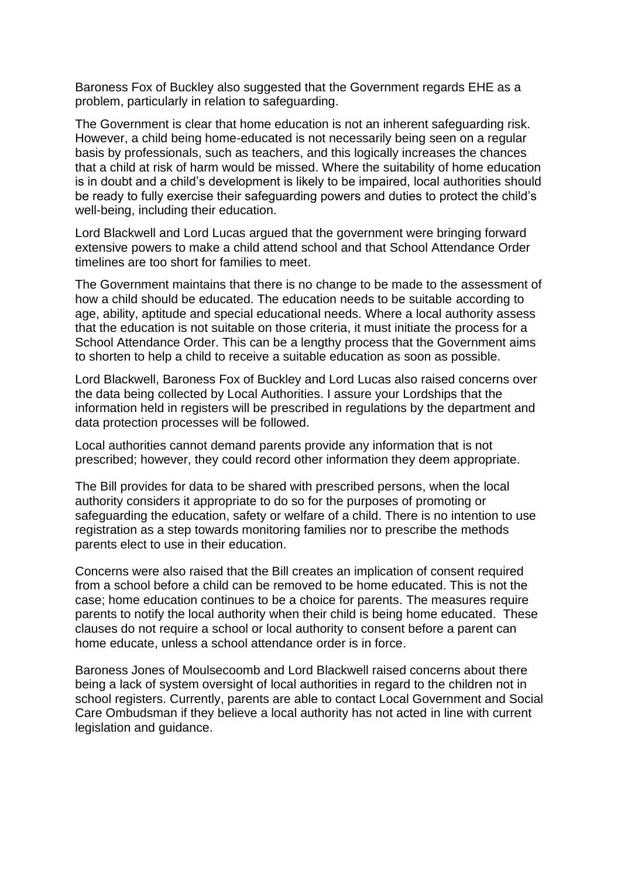Baroness Fox of Buckley also suggested that the Government regards EHE as a problem, particularly in relation to safeguarding.

The Government is clear that home education is not an inherent safeguarding risk. However, a child being home-educated is not necessarily being seen on a regular basis by professionals, such as teachers, and this logically increases the chances that a child at risk of harm would be missed. Where the suitability of home education is in doubt and a child's development is likely to be impaired, local authorities should be ready to fully exercise their safeguarding powers and duties to protect the child's well-being, including their education.

Lord Blackwell and Lord Lucas argued that the government were bringing forward extensive powers to make a child attend school and that School Attendance Order timelines are too short for families to meet.

The Government maintains that there is no change to be made to the assessment of how a child should be educated. The education needs to be suitable according to age, ability, aptitude and special educational needs. Where a local authority assess that the education is not suitable on those criteria, it must initiate the process for a School Attendance Order. This can be a lengthy process that the Government aims to shorten to help a child to receive a suitable education as soon as possible.

Lord Blackwell, Baroness Fox of Buckley and Lord Lucas also raised concerns over the data being collected by Local Authorities. I assure your Lordships that the information held in registers will be prescribed in regulations by the department and data protection processes will be followed.

Local authorities cannot demand parents provide any information that is not prescribed; however, they could record other information they deem appropriate.

The Bill provides for data to be shared with prescribed persons, when the local authority considers it appropriate to do so for the purposes of promoting or safeguarding the education, safety or welfare of a child. There is no intention to use registration as a step towards monitoring families nor to prescribe the methods parents elect to use in their education.

Concerns were also raised that the Bill creates an implication of consent required from a school before a child can be removed to be home educated. This is not the case; home education continues to be a choice for parents. The measures require parents to notify the local authority when their child is being home educated. These clauses do not require a school or local authority to consent before a parent can home educate, unless a school attendance order is in force.

Baroness Jones of Moulsecoomb and Lord Blackwell raised concerns about there being a lack of system oversight of local authorities in regard to the children not in school registers. Currently, parents are able to contact Local Government and Social Care Ombudsman if they believe a local authority has not acted in line with current legislation and guidance.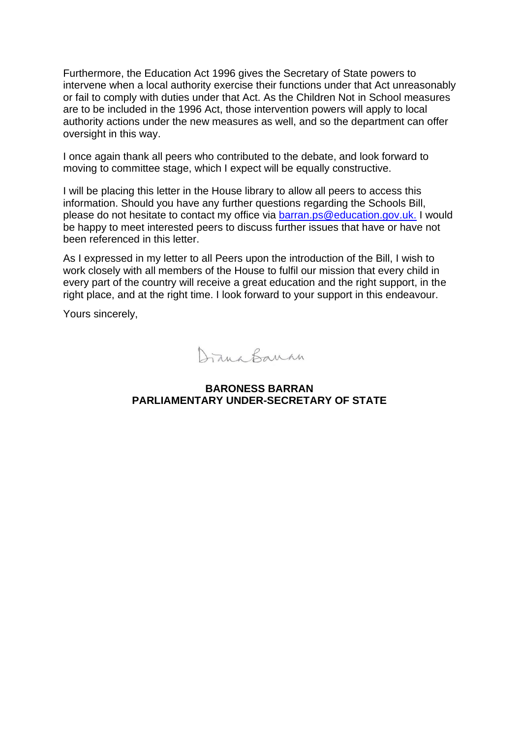Furthermore, the Education Act 1996 gives the Secretary of State powers to intervene when a local authority exercise their functions under that Act unreasonably or fail to comply with duties under that Act. As the Children Not in School measures are to be included in the 1996 Act, those intervention powers will apply to local authority actions under the new measures as well, and so the department can offer oversight in this way.

I once again thank all peers who contributed to the debate, and look forward to moving to committee stage, which I expect will be equally constructive.

I will be placing this letter in the House library to allow all peers to access this information. Should you have any further questions regarding the Schools Bill, please do not hesitate to contact my office via barran.ps@education.gov.uk. I would be happy to meet interested peers to discuss further issues that have or have not been referenced in this letter.

As I expressed in my letter to all Peers upon the introduction of the Bill, I wish to work closely with all members of the House to fulfil our mission that every child in every part of the country will receive a great education and the right support, in the right place, and at the right time. I look forward to your support in this endeavour.

Yours sincerely,

Diana Barran

**BARONESS BARRAN**
**PARLIAMENTARY UNDER-SECRETARY OF STATE**